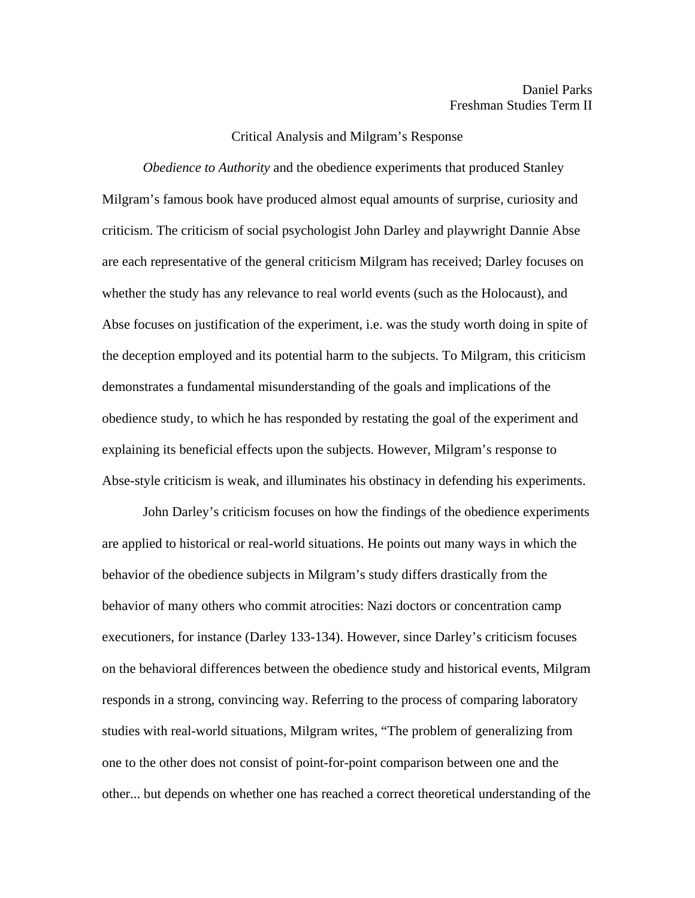Daniel Parks
Freshman Studies Term II

# Critical Analysis and Milgram's Response

*Obedience to Authority* and the obedience experiments that produced Stanley Milgram's famous book have produced almost equal amounts of surprise, curiosity and criticism. The criticism of social psychologist John Darley and playwright Dannie Abse are each representative of the general criticism Milgram has received; Darley focuses on whether the study has any relevance to real world events (such as the Holocaust), and Abse focuses on justification of the experiment, i.e. was the study worth doing in spite of the deception employed and its potential harm to the subjects. To Milgram, this criticism demonstrates a fundamental misunderstanding of the goals and implications of the obedience study, to which he has responded by restating the goal of the experiment and explaining its beneficial effects upon the subjects. However, Milgram's response to Abse-style criticism is weak, and illuminates his obstinacy in defending his experiments.

John Darley's criticism focuses on how the findings of the obedience experiments are applied to historical or real-world situations. He points out many ways in which the behavior of the obedience subjects in Milgram's study differs drastically from the behavior of many others who commit atrocities: Nazi doctors or concentration camp executioners, for instance (Darley 133-134). However, since Darley's criticism focuses on the behavioral differences between the obedience study and historical events, Milgram responds in a strong, convincing way. Referring to the process of comparing laboratory studies with real-world situations, Milgram writes, "The problem of generalizing from one to the other does not consist of point-for-point comparison between one and the other... but depends on whether one has reached a correct theoretical understanding of the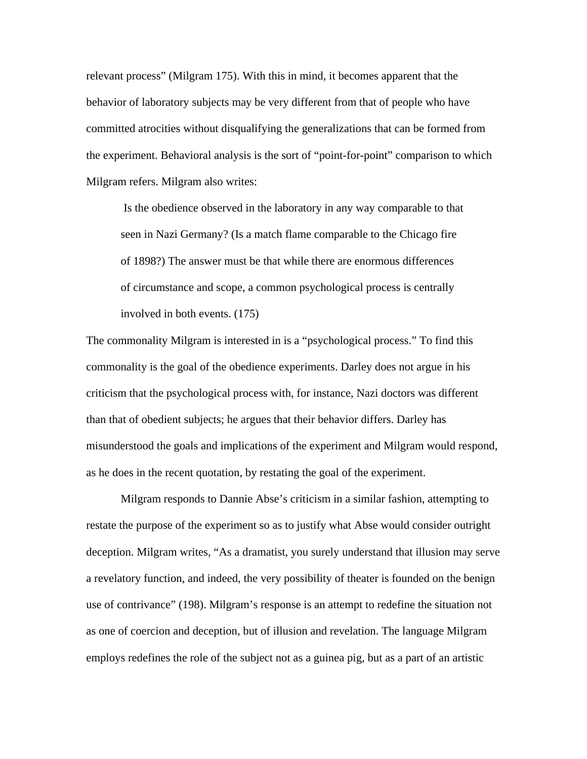relevant process" (Milgram 175). With this in mind, it becomes apparent that the behavior of laboratory subjects may be very different from that of people who have committed atrocities without disqualifying the generalizations that can be formed from the experiment. Behavioral analysis is the sort of "point-for-point" comparison to which Milgram refers. Milgram also writes:

> Is the obedience observed in the laboratory in any way comparable to that seen in Nazi Germany? (Is a match flame comparable to the Chicago fire of 1898?) The answer must be that while there are enormous differences of circumstance and scope, a common psychological process is centrally involved in both events. (175)

The commonality Milgram is interested in is a "psychological process." To find this commonality is the goal of the obedience experiments. Darley does not argue in his criticism that the psychological process with, for instance, Nazi doctors was different than that of obedient subjects; he argues that their behavior differs. Darley has misunderstood the goals and implications of the experiment and Milgram would respond, as he does in the recent quotation, by restating the goal of the experiment.

Milgram responds to Dannie Abse's criticism in a similar fashion, attempting to restate the purpose of the experiment so as to justify what Abse would consider outright deception. Milgram writes, "As a dramatist, you surely understand that illusion may serve a revelatory function, and indeed, the very possibility of theater is founded on the benign use of contrivance" (198). Milgram's response is an attempt to redefine the situation not as one of coercion and deception, but of illusion and revelation. The language Milgram employs redefines the role of the subject not as a guinea pig, but as a part of an artistic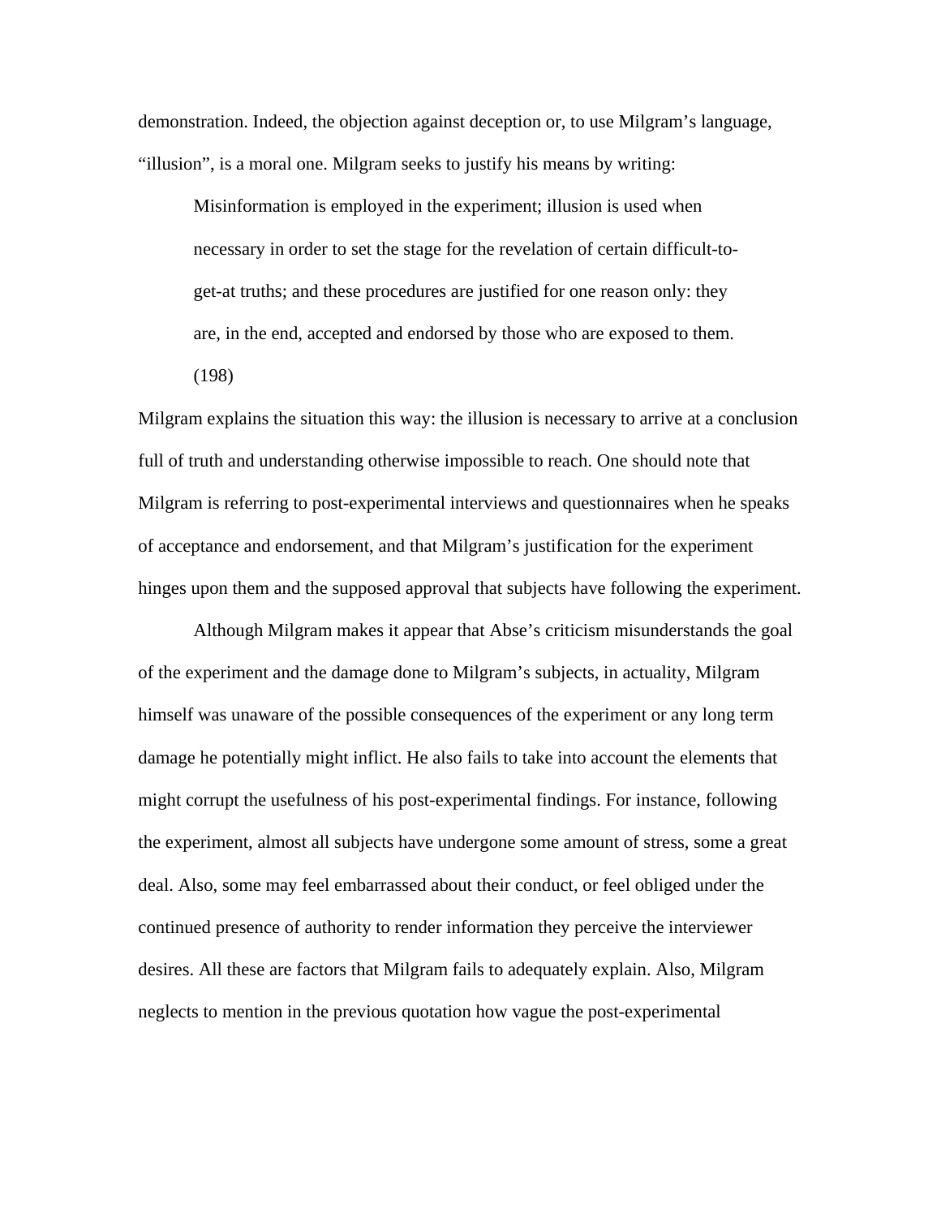demonstration. Indeed, the objection against deception or, to use Milgram's language, "illusion", is a moral one. Milgram seeks to justify his means by writing:

> Misinformation is employed in the experiment; illusion is used when necessary in order to set the stage for the revelation of certain difficult-to-get-at truths; and these procedures are justified for one reason only: they are, in the end, accepted and endorsed by those who are exposed to them. (198)

Milgram explains the situation this way: the illusion is necessary to arrive at a conclusion full of truth and understanding otherwise impossible to reach. One should note that Milgram is referring to post-experimental interviews and questionnaires when he speaks of acceptance and endorsement, and that Milgram's justification for the experiment hinges upon them and the supposed approval that subjects have following the experiment.

Although Milgram makes it appear that Abse's criticism misunderstands the goal of the experiment and the damage done to Milgram's subjects, in actuality, Milgram himself was unaware of the possible consequences of the experiment or any long term damage he potentially might inflict. He also fails to take into account the elements that might corrupt the usefulness of his post-experimental findings. For instance, following the experiment, almost all subjects have undergone some amount of stress, some a great deal. Also, some may feel embarrassed about their conduct, or feel obliged under the continued presence of authority to render information they perceive the interviewer desires. All these are factors that Milgram fails to adequately explain. Also, Milgram neglects to mention in the previous quotation how vague the post-experimental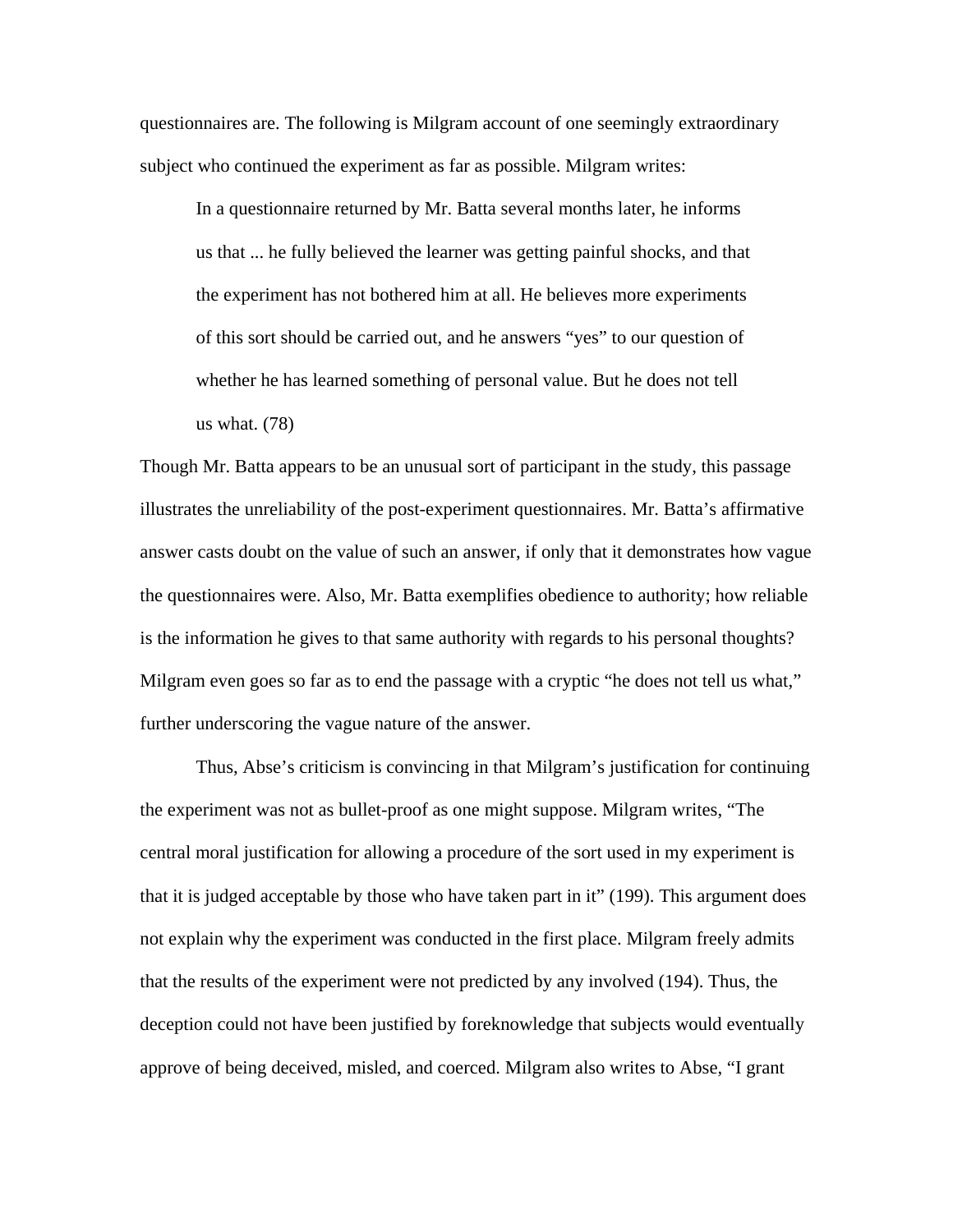questionnaires are. The following is Milgram account of one seemingly extraordinary subject who continued the experiment as far as possible. Milgram writes:

> In a questionnaire returned by Mr. Batta several months later, he informs us that ... he fully believed the learner was getting painful shocks, and that the experiment has not bothered him at all. He believes more experiments of this sort should be carried out, and he answers "yes" to our question of whether he has learned something of personal value. But he does not tell us what. (78)

Though Mr. Batta appears to be an unusual sort of participant in the study, this passage illustrates the unreliability of the post-experiment questionnaires. Mr. Batta's affirmative answer casts doubt on the value of such an answer, if only that it demonstrates how vague the questionnaires were. Also, Mr. Batta exemplifies obedience to authority; how reliable is the information he gives to that same authority with regards to his personal thoughts? Milgram even goes so far as to end the passage with a cryptic "he does not tell us what," further underscoring the vague nature of the answer.

Thus, Abse's criticism is convincing in that Milgram's justification for continuing the experiment was not as bullet-proof as one might suppose. Milgram writes, "The central moral justification for allowing a procedure of the sort used in my experiment is that it is judged acceptable by those who have taken part in it" (199). This argument does not explain why the experiment was conducted in the first place. Milgram freely admits that the results of the experiment were not predicted by any involved (194). Thus, the deception could not have been justified by foreknowledge that subjects would eventually approve of being deceived, misled, and coerced. Milgram also writes to Abse, "I grant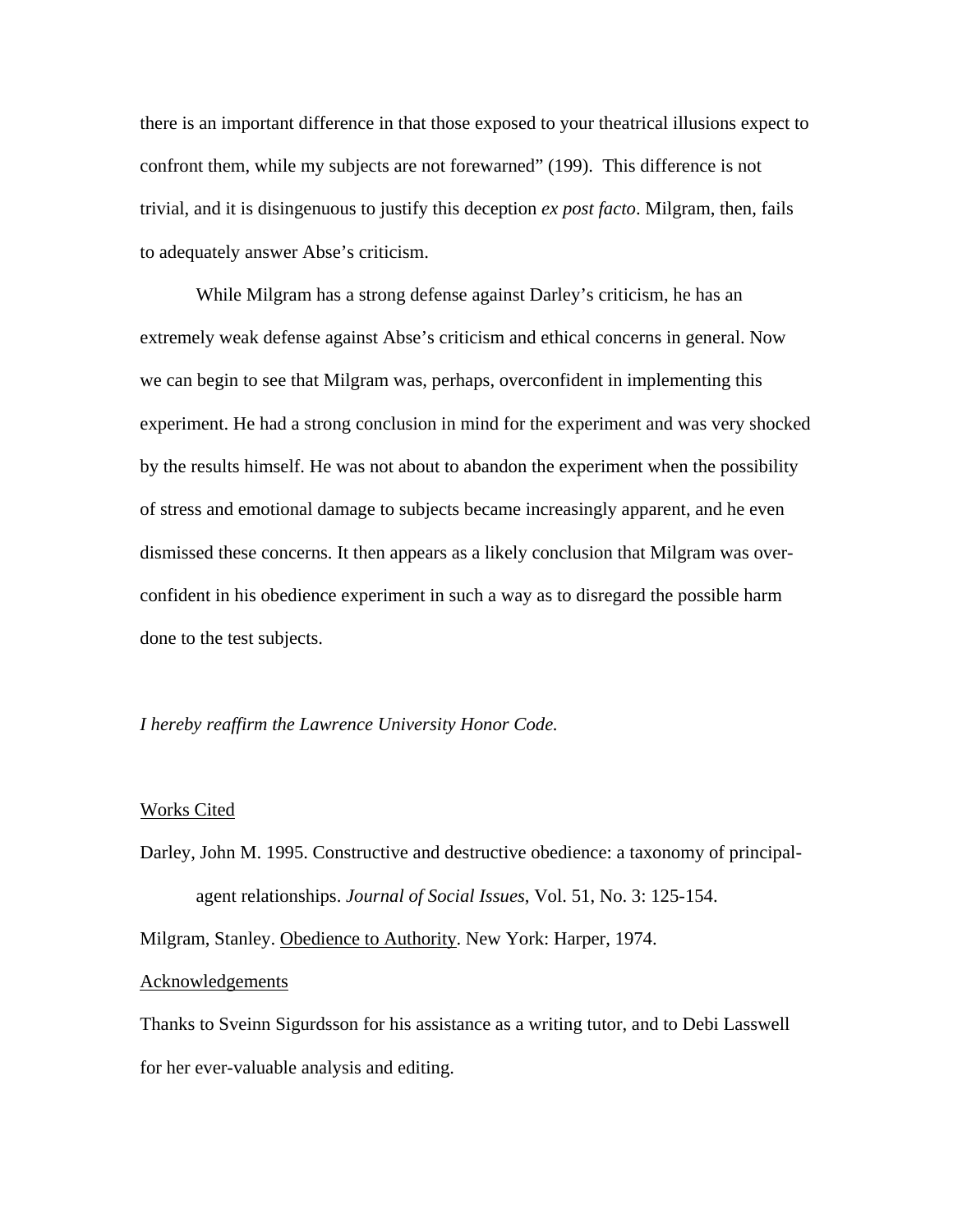there is an important difference in that those exposed to your theatrical illusions expect to confront them, while my subjects are not forewarned" (199).  This difference is not trivial, and it is disingenuous to justify this deception *ex post facto*. Milgram, then, fails to adequately answer Abse's criticism.

While Milgram has a strong defense against Darley's criticism, he has an extremely weak defense against Abse's criticism and ethical concerns in general. Now we can begin to see that Milgram was, perhaps, overconfident in implementing this experiment. He had a strong conclusion in mind for the experiment and was very shocked by the results himself. He was not about to abandon the experiment when the possibility of stress and emotional damage to subjects became increasingly apparent, and he even dismissed these concerns. It then appears as a likely conclusion that Milgram was over-confident in his obedience experiment in such a way as to disregard the possible harm done to the test subjects.

*I hereby reaffirm the Lawrence University Honor Code.*

<u>Works Cited</u>

Darley, John M. 1995. Constructive and destructive obedience: a taxonomy of principal-agent relationships. *Journal of Social Issues*, Vol. 51, No. 3: 125-154.

Milgram, Stanley. <u>Obedience to Authority</u>. New York: Harper, 1974.

<u>Acknowledgements</u>

Thanks to Sveinn Sigurdsson for his assistance as a writing tutor, and to Debi Lasswell for her ever-valuable analysis and editing.